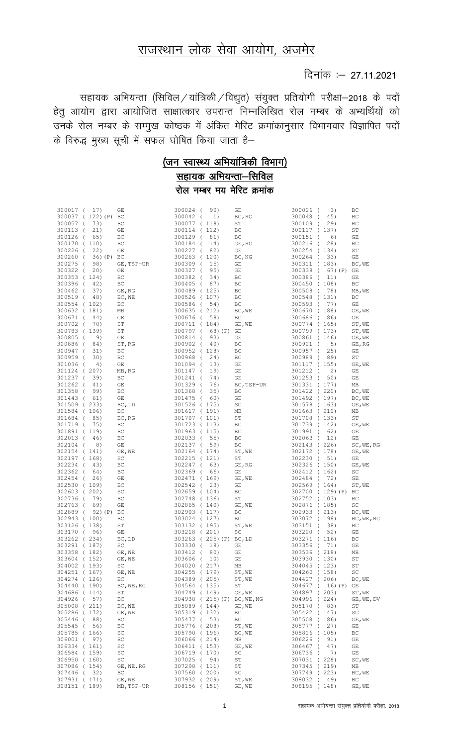# राजस्थान लोक सेवा आयोग, अजमेर

दिनांक :– 27.11.2021

सहायक अभियन्ता (सिविल / यांत्रिकी / विद्युत) संयुक्त प्रतियोगी परीक्षा–2018 के पदों हेतु आयोग द्वारा आयोजित साक्षात्कार उपरान्त निम्नलिखित रोल नम्बर के अभ्यर्थियों को उनके रोल नम्बर के सम्मुख कोष्ठक में अंकित मेरिट क्रमांकानुसार विभागवार विज्ञापित पदों के विरुद्ध मुख्य सूची में सफल घोषित किया जाता है–

## (जन स्वास्थ्य अभियांत्रिकी विभाग)
## सहायक अभियन्ता–सिविल
### रोल नम्बर मय मेरिट क्रमांक

| | | | | | |
|---|---|---|---|---|---|
| 300017 ( 17) | GE | 300024 ( 90) | GE | 300026 ( 3) | BC |
| 300037 ( 122)(P) | BC | 300042 ( 1) | BC,RG | 300048 ( 45) | BC |
| 300057 ( 73) | BC | 300077 ( 118) | ST | 300109 ( 29) | BC |
| 300113 ( 21) | GE | 300114 ( 112) | BC | 300117 ( 137) | ST |
| 300126 ( 65) | BC | 300129 ( 81) | BC | 300151 ( 6) | GE |
| 300170 ( 110) | BC | 300184 ( 14) | GE,RG | 300216 ( 28) | BC |
| 300226 ( 22) | GE | 300227 ( 82) | GE | 300254 ( 134) | ST |
| 300260 ( 36)(P) | BC | 300263 ( 120) | BC,NG | 300264 ( 33) | GE |
| 300275 ( 98) | GE,TSP-UR | 300309 ( 15) | GE | 300311 ( 183) | BC,WE |
| 300322 ( 20) | GE | 300327 ( 95) | GE | 300338 ( 67)(P) | GE |
| 300353 ( 124) | BC | 300382 ( 34) | BC | 300386 ( 11) | GE |
| 300396 ( 42) | BC | 300405 ( 87) | BC | 300450 ( 108) | BC |
| 300462 ( 37) | GE,RG | 300489 ( 125) | BC | 300508 ( 78) | MB,WE |
| 300519 ( 48) | BC,WE | 300526 ( 107) | BC | 300548 ( 131) | BC |
| 300554 ( 102) | BC | 300586 ( 54) | BC | 300593 ( 77) | GE |
| 300632 ( 181) | MB | 300635 ( 212) | BC,WE | 300670 ( 188) | GE,WE |
| 300671 ( 44) | GE | 300676 ( 58) | BC | 300686 ( 86) | GE |
| 300702 ( 70) | ST | 300711 ( 184) | GE,WE | 300774 ( 165) | ST,WE |
| 300783 ( 139) | ST | 300797 ( 68)(P) | GE | 300799 ( 173) | ST,WE |
| 300805 ( 9) | GE | 300814 ( 93) | GE | 300861 ( 146) | GE,WE |
| 300886 ( 84) | ST,RG | 300902 ( 40) | BC | 300921 ( 5) | GE,RG |
| 300947 ( 31) | BC | 300952 ( 128) | BC | 300957 ( 25) | GE |
| 300959 ( 30) | BC | 300968 ( 24) | BC | 300989 ( 89) | ST |
| 301036 ( 4) | GE | 301094 ( 13) | GE | 301117 ( 155) | GE,WE |
| 301124 ( 207) | MB,RG | 301147 ( 19) | GE | 301212 ( 2) | GE |
| 301237 ( 39) | BC | 301241 ( 74) | GE | 301253 ( 50) | GE |
| 301262 ( 41) | GE | 301329 ( 76) | BC,TSP-UR | 301331 ( 177) | MB |
| 301358 ( 99) | BC | 301368 ( 35) | BC | 301422 ( 220) | BC,WE |
| 301443 ( 61) | GE | 301475 ( 60) | GE | 301492 ( 197) | BC,WE |
| 301509 ( 233) | BC,LD | 301526 ( 175) | SC | 301578 ( 163) | GE,WE |
| 301584 ( 106) | BC | 301617 ( 191) | MB | 301663 ( 210) | MB |
| 301684 ( 85) | BC,RG | 301707 ( 101) | ST | 301708 ( 133) | ST |
| 301719 ( 75) | BC | 301723 ( 113) | BC | 301739 ( 142) | GE,WE |
| 301891 ( 119) | BC | 301963 ( 115) | BC | 301991 ( 62) | GE |
| 302013 ( 46) | BC | 302033 ( 55) | BC | 302063 ( 12) | GE |
| 302104 ( 8) | GE | 302137 ( 59) | BC | 302143 ( 226) | SC,WE,RG |
| 302154 ( 141) | GE,WE | 302164 ( 174) | ST,WE | 302172 ( 178) | GE,WE |
| 302197 ( 168) | SC | 302215 ( 121) | ST | 302230 ( 51) | GE |
| 302234 ( 43) | BC | 302247 ( 63) | GE,RG | 302326 ( 150) | GE,WE |
| 302362 ( 64) | BC | 302369 ( 66) | GE | 302412 ( 162) | SC |
| 302454 ( 26) | GE | 302471 ( 169) | GE,WE | 302484 ( 72) | GE |
| 302530 ( 109) | BC | 302542 ( 23) | GE | 302569 ( 164) | ST,WE |
| 302603 ( 202) | SC | 302659 ( 104) | BC | 302700 ( 129)(P) | BC |
| 302736 ( 79) | BC | 302748 ( 136) | ST | 302752 ( 103) | BC |
| 302763 ( 69) | GE | 302865 ( 140) | GE,WE | 302876 ( 185) | SC |
| 302889 ( 92)(P) | BC | 302903 ( 117) | BC | 302933 ( 213) | BC,WE |
| 302943 ( 100) | BC | 303024 ( 127) | BC | 303072 ( 198) | BC,WE,RG |
| 303126 ( 138) | ST | 303132 ( 195) | ST,WE | 303151 ( 38) | BC |
| 303170 ( 96) | GE | 303218 ( 201) | SC | 303220 ( 52) | GE |
| 303262 ( 234) | BC,LD | 303263 ( 225)(P) | BC,LD | 303271 ( 116) | BC |
| 303291 ( 187) | SC | 303330 ( 18) | GE | 303356 ( 71) | GE |
| 303358 ( 182) | GE,WE | 303412 ( 80) | GE | 303536 ( 218) | MB |
| 303604 ( 152) | GE,WE | 303606 ( 10) | GE | 303930 ( 130) | ST |
| 304002 ( 193) | SC | 304020 ( 217) | MB | 304045 ( 123) | ST |
| 304251 ( 167) | GE,WE | 304255 ( 179) | ST,WE | 304260 ( 158) | SC |
| 304274 ( 126) | BC | 304389 ( 205) | ST,WE | 304427 ( 206) | BC,WE |
| 304440 ( 190) | BC,WE,RG | 304564 ( 135) | ST | 304677 ( 16)(P) | GE |
| 304686 ( 114) | ST | 304749 ( 149) | GE,WE | 304897 ( 203) | ST,WE |
| 304926 ( 57) | BC | 304938 ( 215)(P) | BC,WE,NG | 304996 ( 224) | GE,WE,DV |
| 305008 ( 211) | BC,WE | 305089 ( 144) | GE,WE | 305170 ( 83) | ST |
| 305286 ( 172) | GE,WE | 305319 ( 132) | BC | 305422 ( 147) | SC |
| 305446 ( 88) | BC | 305477 ( 53) | BC | 305508 ( 186) | GE,WE |
| 305545 ( 56) | BC | 305776 ( 208) | ST,WE | 305777 ( 27) | GE |
| 305785 ( 166) | SC | 305790 ( 196) | BC,WE | 305816 ( 105) | BC |
| 306001 ( 97) | BC | 306066 ( 214) | MB | 306226 ( 91) | GE |
| 306334 ( 161) | SC | 306411 ( 153) | GE,WE | 306467 ( 47) | GE |
| 306584 ( 159) | SC | 306719 ( 170) | SC | 306736 ( 7) | GE |
| 306950 ( 160) | SC | 307025 ( 94) | ST | 307031 ( 228) | SC,WE |
| 307086 ( 154) | GE,WE,RG | 307298 ( 111) | ST | 307345 ( 219) | MB |
| 307446 ( 32) | BC | 307560 ( 200) | SC | 307749 ( 223) | BC,WE |
| 307931 ( 171) | GE,WE | 307932 ( 209) | ST,WE | 308032 ( 49) | BC |
| 308151 ( 189) | MB,TSP-UR | 308156 ( 151) | GE,WE | 308195 ( 148) | GE,WE |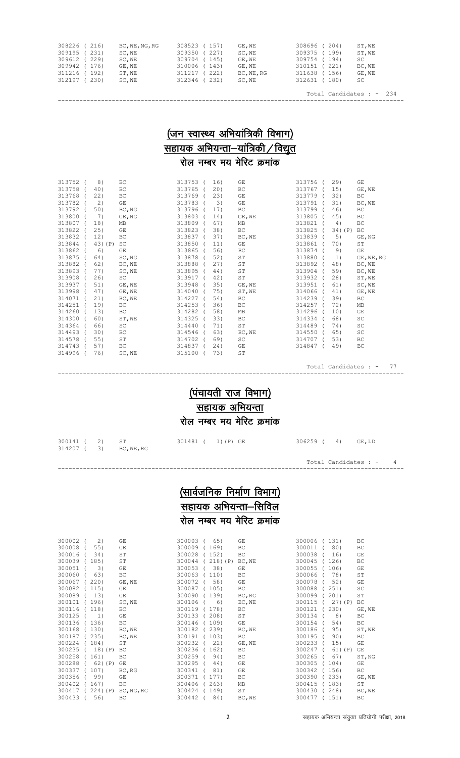| | | | | | |
|---|---|---|---|---|---|
| 308226 ( 216) | BC,WE,NG,RG | 308523 ( 157) | GE,WE | 308696 ( 204) | ST,WE |
| 309195 ( 231) | SC,WE | 309350 ( 227) | SC,WE | 309375 ( 199) | ST,WE |
| 309612 ( 229) | SC,WE | 309704 ( 145) | GE,WE | 309754 ( 194) | SC |
| 309942 ( 176) | GE,WE | 310006 ( 143) | GE,WE | 310151 ( 221) | BC,WE |
| 311216 ( 192) | ST,WE | 311217 ( 222) | BC,WE,RG | 311638 ( 156) | GE,WE |
| 312197 ( 230) | SC,WE | 312346 ( 232) | SC,WE | 312631 ( 180) | SC |

Total Candidates : - 234

## (जन स्वास्थ्य अभियांत्रिकी विभाग)
## सहायक अभियन्ता–यांत्रिकी/विद्युत
### रोल नम्बर मय मेरिट क्रमांक

| | | | | | |
|---|---|---|---|---|---|
| 313752 ( 8) | BC | 313753 ( 16) | GE | 313756 ( 29) | GE |
| 313758 ( 40) | BC | 313765 ( 20) | BC | 313767 ( 15) | GE,WE |
| 313768 ( 22) | BC | 313769 ( 23) | GE | 313779 ( 32) | BC |
| 313782 ( 2) | GE | 313783 ( 3) | GE | 313791 ( 31) | BC,WE |
| 313792 ( 50) | BC,NG | 313796 ( 17) | BC | 313799 ( 46) | BC |
| 313800 ( 7) | GE,NG | 313803 ( 14) | GE,WE | 313805 ( 45) | BC |
| 313807 ( 18) | MB | 313809 ( 67) | MB | 313821 ( 4) | BC |
| 313822 ( 25) | GE | 313823 ( 38) | BC | 313825 ( 34)(P) | BC |
| 313832 ( 12) | BC | 313837 ( 37) | BC,WE | 313839 ( 5) | GE,NG |
| 313844 ( 43)(P) | SC | 313850 ( 11) | GE | 313861 ( 70) | ST |
| 313862 ( 6) | GE | 313865 ( 56) | BC | 313874 ( 9) | GE |
| 313875 ( 64) | SC,NG | 313878 ( 52) | ST | 313880 ( 1) | GE,WE,RG |
| 313882 ( 62) | BC,WE | 313888 ( 27) | ST | 313892 ( 48) | BC,WE |
| 313893 ( 77) | SC,WE | 313895 ( 44) | ST | 313904 ( 59) | BC,WE |
| 313908 ( 26) | SC | 313917 ( 42) | ST | 313932 ( 28) | ST,WE |
| 313937 ( 51) | GE,WE | 313948 ( 35) | GE,WE | 313951 ( 61) | SC,WE |
| 313998 ( 47) | GE,WE | 314040 ( 75) | ST,WE | 314066 ( 41) | GE,WE |
| 314071 ( 21) | BC,WE | 314227 ( 54) | BC | 314239 ( 39) | BC |
| 314251 ( 19) | BC | 314253 ( 36) | BC | 314257 ( 72) | MB |
| 314260 ( 13) | BC | 314282 ( 58) | MB | 314296 ( 10) | GE |
| 314300 ( 60) | ST,WE | 314325 ( 33) | BC | 314334 ( 68) | SC |
| 314364 ( 66) | SC | 314440 ( 71) | ST | 314489 ( 74) | SC |
| 314493 ( 30) | BC | 314546 ( 63) | BC,WE | 314550 ( 65) | SC |
| 314578 ( 55) | ST | 314702 ( 69) | SC | 314707 ( 53) | BC |
| 314743 ( 57) | BC | 314837 ( 24) | GE | 314847 ( 49) | BC |
| 314996 ( 76) | SC,WE | 315100 ( 73) | ST | | |

Total Candidates : - 77

## (पंचायती राज विभाग)
## सहायक अभियन्ता
### रोल नम्बर मय मेरिट क्रमांक

| | | | | | |
|---|---|---|---|---|---|
| 300141 ( 2) | ST | 301481 ( 1)(P) | GE | 306259 ( 4) | GE,LD |
| 314207 ( 3) | BC,WE,RG | | | | |

Total Candidates : - 4

## (सार्वजनिक निर्माण विभाग)
## सहायक अभियन्ता–सिविल
### रोल नम्बर मय मेरिट क्रमांक

| | | | | | |
|---|---|---|---|---|---|
| 300002 ( 2) | GE | 300003 ( 65) | GE | 300006 ( 131) | BC |
| 300008 ( 55) | GE | 300009 ( 169) | BC | 300011 ( 80) | BC |
| 300016 ( 34) | ST | 300028 ( 152) | BC | 300038 ( 16) | GE |
| 300039 ( 185) | ST | 300044 ( 218)(P) | BC,WE | 300045 ( 126) | BC |
| 300051 ( 3) | GE | 300053 ( 38) | GE | 300055 ( 106) | GE |
| 300060 ( 63) | BC | 300063 ( 110) | BC | 300066 ( 78) | ST |
| 300067 ( 220) | GE,WE | 300072 ( 58) | GE | 300078 ( 52) | GE |
| 300082 ( 115) | GE | 300087 ( 105) | BC | 300088 ( 251) | SC |
| 300089 ( 13) | GE | 300090 ( 139) | BC,RG | 300099 ( 201) | ST |
| 300101 ( 196) | SC,WE | 300106 ( 6) | BC,WE | 300115 ( 27)(P) | BC |
| 300116 ( 118) | BC | 300119 ( 178) | BC | 300121 ( 230) | GE,WE |
| 300125 ( 1) | GE | 300133 ( 208) | ST | 300134 ( 8) | BC |
| 300136 ( 136) | BC | 300146 ( 109) | GE | 300154 ( 54) | BC |
| 300168 ( 130) | BC,WE | 300182 ( 239) | BC,WE | 300186 ( 95) | ST,WE |
| 300187 ( 235) | BC,WE | 300191 ( 103) | BC | 300195 ( 90) | BC |
| 300224 ( 184) | ST | 300232 ( 22) | GE,WE | 300233 ( 15) | GE |
| 300235 ( 18)(P) | BC | 300236 ( 162) | BC | 300247 ( 61)(P) | GE |
| 300258 ( 161) | BC | 300259 ( 94) | BC | 300265 ( 67) | ST,NG |
| 300288 ( 62)(P) | GE | 300295 ( 44) | GE | 300305 ( 104) | GE |
| 300337 ( 107) | BC,RG | 300341 ( 81) | GE | 300342 ( 156) | BC |
| 300356 ( 99) | GE | 300371 ( 177) | BC | 300390 ( 233) | GE,WE |
| 300402 ( 167) | BC | 300406 ( 263) | MB | 300415 ( 183) | ST |
| 300417 ( 224)(P) | SC,NG,RG | 300424 ( 149) | ST | 300430 ( 248) | BC,WE |
| 300433 ( 56) | BC | 300442 ( 84) | BC,WE | 300477 ( 151) | BC |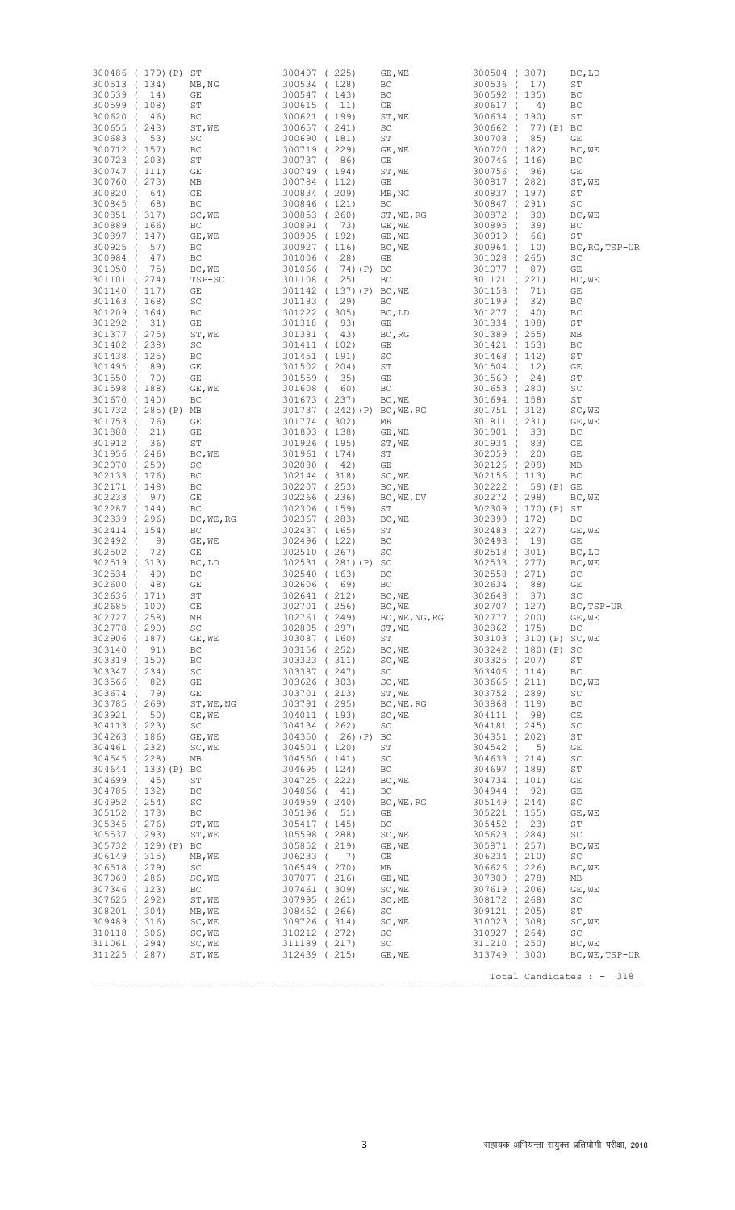| Roll No. | Rank | Category | Roll No. | Rank | Category | Roll No. | Rank | Category |
|---|---|---|---|---|---|---|---|---|
| 300486 | (179)(P) | ST | 300497 | (225) | GE,WE | 300504 | (307) | BC,LD |
| 300513 | (134) | MB,NG | 300534 | (128) | BC | 300536 | (17) | ST |
| 300539 | (14) | GE | 300547 | (143) | BC | 300592 | (135) | BC |
| 300599 | (108) | ST | 300615 | (11) | GE | 300617 | (4) | BC |
| 300620 | (46) | BC | 300621 | (199) | ST,WE | 300634 | (190) | ST |
| 300655 | (243) | ST,WE | 300657 | (241) | SC | 300662 | (77)(P) | BC |
| 300683 | (53) | SC | 300690 | (181) | ST | 300708 | (85) | GE |
| 300712 | (157) | BC | 300719 | (229) | GE,WE | 300720 | (182) | BC,WE |
| 300723 | (203) | ST | 300737 | (86) | GE | 300746 | (146) | BC |
| 300747 | (111) | GE | 300749 | (194) | ST,WE | 300756 | (96) | GE |
| 300760 | (273) | MB | 300784 | (112) | GE | 300817 | (282) | ST,WE |
| 300820 | (64) | GE | 300834 | (209) | MB,NG | 300837 | (197) | ST |
| 300845 | (68) | BC | 300846 | (121) | BC | 300847 | (291) | SC |
| 300851 | (317) | SC,WE | 300853 | (260) | ST,WE,RG | 300872 | (30) | BC,WE |
| 300889 | (166) | BC | 300891 | (73) | GE,WE | 300895 | (39) | BC |
| 300897 | (147) | GE,WE | 300905 | (192) | GE,WE | 300919 | (66) | ST |
| 300925 | (57) | BC | 300927 | (116) | BC,WE | 300964 | (10) | BC,RG,TSP-UR |
| 300984 | (47) | BC | 301006 | (28) | GE | 301028 | (265) | SC |
| 301050 | (75) | BC,WE | 301066 | (74)(P) | BC | 301077 | (87) | GE |
| 301101 | (274) | TSP-SC | 301108 | (25) | BC | 301121 | (221) | BC,WE |
| 301140 | (117) | GE | 301142 | (137)(P) | BC,WE | 301158 | (71) | GE |
| 301163 | (168) | SC | 301183 | (29) | BC | 301199 | (32) | BC |
| 301209 | (164) | BC | 301222 | (305) | BC,LD | 301277 | (40) | BC |
| 301292 | (31) | GE | 301318 | (93) | GE | 301334 | (198) | ST |
| 301377 | (275) | ST,WE | 301381 | (43) | BC,RG | 301389 | (255) | MB |
| 301402 | (238) | SC | 301411 | (102) | GE | 301421 | (153) | BC |
| 301438 | (125) | BC | 301451 | (191) | SC | 301468 | (142) | ST |
| 301495 | (89) | GE | 301502 | (204) | ST | 301504 | (12) | GE |
| 301550 | (70) | GE | 301559 | (35) | GE | 301569 | (24) | ST |
| 301598 | (188) | GE,WE | 301608 | (60) | BC | 301653 | (280) | SC |
| 301670 | (140) | BC | 301673 | (237) | BC,WE | 301694 | (158) | ST |
| 301732 | (285)(P) | MB | 301737 | (242)(P) | BC,WE,RG | 301751 | (312) | SC,WE |
| 301753 | (76) | GE | 301774 | (302) | MB | 301811 | (231) | GE,WE |
| 301888 | (21) | GE | 301893 | (138) | GE,WE | 301901 | (33) | BC |
| 301912 | (36) | ST | 301926 | (195) | ST,WE | 301934 | (83) | GE |
| 301956 | (246) | BC,WE | 301961 | (174) | ST | 302059 | (20) | GE |
| 302070 | (259) | SC | 302080 | (42) | GE | 302126 | (299) | MB |
| 302133 | (176) | BC | 302144 | (318) | SC,WE | 302156 | (113) | BC |
| 302171 | (148) | BC | 302207 | (253) | BC,WE | 302222 | (59)(P) | GE |
| 302233 | (97) | GE | 302266 | (236) | BC,WE,DV | 302272 | (298) | BC,WE |
| 302287 | (144) | BC | 302306 | (159) | ST | 302309 | (170)(P) | ST |
| 302339 | (296) | BC,WE,RG | 302367 | (283) | BC,WE | 302399 | (172) | BC |
| 302414 | (154) | BC | 302437 | (165) | ST | 302483 | (227) | GE,WE |
| 302492 | (9) | GE,WE | 302496 | (122) | BC | 302498 | (19) | GE |
| 302502 | (72) | GE | 302510 | (267) | SC | 302518 | (301) | BC,LD |
| 302519 | (313) | BC,LD | 302531 | (281)(P) | SC | 302533 | (277) | BC,WE |
| 302534 | (49) | BC | 302540 | (163) | BC | 302558 | (271) | SC |
| 302600 | (48) | GE | 302606 | (69) | BC | 302634 | (88) | GE |
| 302636 | (171) | ST | 302641 | (212) | BC,WE | 302648 | (37) | SC |
| 302685 | (100) | GE | 302701 | (256) | BC,WE | 302707 | (127) | BC,TSP-UR |
| 302727 | (258) | MB | 302761 | (249) | BC,WE,NG,RG | 302777 | (200) | GE,WE |
| 302778 | (290) | SC | 302805 | (297) | ST,WE | 302862 | (175) | BC |
| 302906 | (187) | GE,WE | 303087 | (160) | ST | 303103 | (310)(P) | SC,WE |
| 303140 | (91) | BC | 303156 | (252) | BC,WE | 303242 | (180)(P) | SC |
| 303319 | (150) | BC | 303323 | (311) | SC,WE | 303325 | (207) | ST |
| 303347 | (234) | SC | 303387 | (247) | SC | 303406 | (114) | BC |
| 303566 | (82) | GE | 303626 | (303) | SC,WE | 303666 | (211) | BC,WE |
| 303674 | (79) | GE | 303701 | (213) | ST,WE | 303752 | (289) | SC |
| 303785 | (269) | ST,WE,NG | 303791 | (295) | BC,WE,RG | 303868 | (119) | BC |
| 303921 | (50) | GE,WE | 304011 | (193) | SC,WE | 304111 | (98) | GE |
| 304113 | (223) | SC | 304134 | (262) | SC | 304181 | (245) | SC |
| 304263 | (186) | GE,WE | 304350 | (26)(P) | BC | 304351 | (202) | ST |
| 304461 | (232) | SC,WE | 304501 | (120) | ST | 304542 | (5) | GE |
| 304545 | (228) | MB | 304550 | (141) | SC | 304633 | (214) | SC |
| 304644 | (133)(P) | BC | 304695 | (124) | BC | 304697 | (189) | ST |
| 304699 | (45) | ST | 304725 | (222) | BC,WE | 304734 | (101) | GE |
| 304785 | (132) | BC | 304866 | (41) | BC | 304944 | (92) | GE |
| 304952 | (254) | SC | 304959 | (240) | BC,WE,RG | 305149 | (244) | SC |
| 305152 | (173) | BC | 305196 | (51) | GE | 305221 | (155) | GE,WE |
| 305345 | (276) | ST,WE | 305417 | (145) | BC | 305452 | (23) | ST |
| 305537 | (293) | ST,WE | 305598 | (288) | SC,WE | 305623 | (284) | SC |
| 305732 | (129)(P) | BC | 305852 | (219) | GE,WE | 305871 | (257) | BC,WE |
| 306149 | (315) | MB,WE | 306233 | (7) | GE | 306234 | (210) | SC |
| 306518 | (279) | SC | 306549 | (270) | MB | 306626 | (226) | BC,WE |
| 307069 | (286) | SC,WE | 307077 | (216) | GE,WE | 307309 | (278) | MB |
| 307346 | (123) | BC | 307461 | (309) | SC,WE | 307619 | (206) | GE,WE |
| 307625 | (292) | ST,WE | 307995 | (261) | SC,ME | 308172 | (268) | SC |
| 308201 | (304) | MB,WE | 308452 | (266) | SC | 309121 | (205) | ST |
| 309489 | (316) | SC,WE | 309726 | (314) | SC,WE | 310023 | (308) | SC,WE |
| 310118 | (306) | SC,WE | 310212 | (272) | SC | 310927 | (264) | SC |
| 311061 | (294) | SC,WE | 311189 | (217) | SC | 311210 | (250) | BC,WE |
| 311225 | (287) | ST,WE | 312439 | (215) | GE,WE | 313749 | (300) | BC,WE,TSP-UR |

Total Candidates : - 318

सहायक अभियन्ता संयुक्त प्रतियोगी परीक्षा, 2018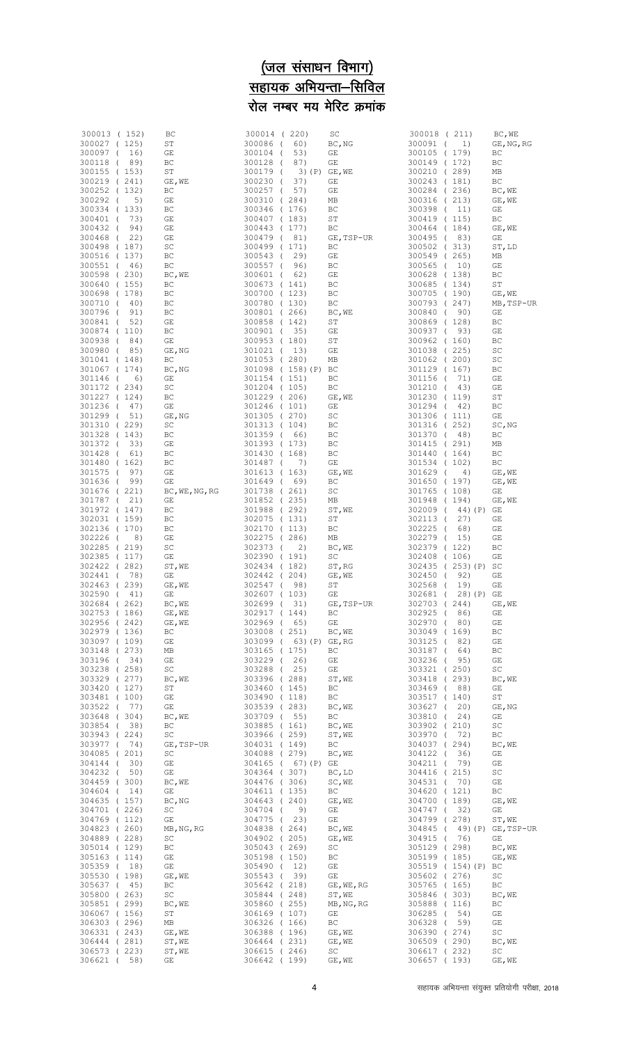# (जल संसाधन विभाग)
## सहायक अभियन्ता–सिविल
### रोल नम्बर मय मेरिट क्रमांक

| Roll No. (Merit) | Category | Roll No. (Merit) | Category | Roll No. (Merit) | Category |
|---|---|---|---|---|---|
| 300013 ( 152) | BC | 300014 ( 220) | SC | 300018 ( 211) | BC,WE |
| 300027 ( 125) | ST | 300086 ( 60) | BC,NG | 300091 ( 1) | GE,NG,RG |
| 300097 ( 16) | GE | 300104 ( 53) | GE | 300105 ( 179) | BC |
| 300118 ( 89) | BC | 300128 ( 87) | GE | 300149 ( 172) | BC |
| 300155 ( 153) | ST | 300179 ( 3)(P) | GE,WE | 300210 ( 289) | MB |
| 300219 ( 241) | GE,WE | 300230 ( 37) | GE | 300243 ( 181) | BC |
| 300252 ( 132) | BC | 300257 ( 57) | GE | 300284 ( 236) | BC,WE |
| 300292 ( 5) | GE | 300310 ( 284) | MB | 300316 ( 213) | GE,WE |
| 300334 ( 133) | BC | 300346 ( 176) | BC | 300398 ( 11) | GE |
| 300401 ( 73) | BC | 300407 ( 183) | ST | 300419 ( 115) | BC |
| 300432 ( 94) | GE | 300443 ( 177) | BC | 300464 ( 184) | GE,WE |
| 300468 ( 22) | GE | 300479 ( 81) | GE,TSP-UR | 300495 ( 83) | GE |
| 300498 ( 187) | SC | 300499 ( 171) | BC | 300502 ( 313) | ST,LD |
| 300516 ( 137) | BC | 300543 ( 29) | GE | 300549 ( 265) | MB |
| 300551 ( 46) | BC | 300557 ( 96) | BC | 300565 ( 10) | GE |
| 300598 ( 230) | BC,WE | 300601 ( 62) | GE | 300628 ( 138) | BC |
| 300640 ( 155) | BC | 300673 ( 141) | BC | 300685 ( 134) | ST |
| 300698 ( 178) | BC | 300700 ( 123) | BC | 300705 ( 190) | GE,WE |
| 300710 ( 40) | BC | 300780 ( 130) | BC | 300793 ( 247) | MB,TSP-UR |
| 300796 ( 91) | BC | 300801 ( 266) | BC,WE | 300840 ( 90) | GE |
| 300841 ( 52) | GE | 300858 ( 142) | ST | 300869 ( 128) | BC |
| 300874 ( 110) | BC | 300901 ( 35) | GE | 300937 ( 93) | GE |
| 300938 ( 84) | GE | 300953 ( 180) | ST | 300962 ( 160) | BC |
| 300980 ( 85) | GE,NG | 301021 ( 13) | GE | 301038 ( 225) | SC |
| 301041 ( 148) | BC | 301053 ( 280) | MB | 301062 ( 200) | SC |
| 301067 ( 174) | BC,NG | 301098 ( 158)(P) | BC | 301129 ( 167) | BC |
| 301146 ( 6) | GE | 301154 ( 151) | BC | 301156 ( 71) | GE |
| 301172 ( 234) | SC | 301204 ( 105) | BC | 301210 ( 43) | GE |
| 301227 ( 124) | BC | 301229 ( 206) | GE,WE | 301230 ( 119) | ST |
| 301236 ( 47) | GE | 301246 ( 101) | GE | 301294 ( 42) | BC |
| 301299 ( 51) | GE,NG | 301305 ( 270) | SC | 301306 ( 111) | GE |
| 301310 ( 229) | SC | 301313 ( 104) | BC | 301316 ( 252) | SC,NG |
| 301328 ( 143) | BC | 301359 ( 66) | BC | 301370 ( 48) | BC |
| 301372 ( 33) | GE | 301393 ( 173) | BC | 301415 ( 291) | MB |
| 301428 ( 61) | BC | 301430 ( 168) | BC | 301440 ( 164) | BC |
| 301480 ( 162) | BC | 301487 ( 7) | GE | 301534 ( 102) | BC |
| 301575 ( 97) | GE | 301613 ( 163) | GE,WE | 301629 ( 4) | GE,WE |
| 301636 ( 99) | GE | 301649 ( 69) | BC | 301650 ( 197) | GE,WE |
| 301676 ( 221) | BC,WE,NG,RG | 301738 ( 261) | SC | 301765 ( 108) | GE |
| 301787 ( 21) | GE | 301852 ( 235) | MB | 301948 ( 194) | GE,WE |
| 301972 ( 147) | BC | 301988 ( 292) | ST,WE | 302009 ( 44)(P) | GE |
| 302031 ( 159) | BC | 302075 ( 131) | ST | 302113 ( 27) | GE |
| 302136 ( 170) | BC | 302170 ( 113) | BC | 302225 ( 68) | GE |
| 302226 ( 8) | GE | 302275 ( 286) | MB | 302279 ( 15) | GE |
| 302285 ( 219) | SC | 302373 ( 2) | BC,WE | 302379 ( 122) | BC |
| 302385 ( 117) | GE | 302390 ( 191) | SC | 302408 ( 106) | GE |
| 302422 ( 282) | ST,WE | 302434 ( 182) | ST,RG | 302435 ( 253)(P) | SC |
| 302441 ( 78) | GE | 302442 ( 204) | GE,WE | 302450 ( 92) | GE |
| 302463 ( 239) | GE,WE | 302547 ( 98) | ST | 302568 ( 19) | GE |
| 302590 ( 41) | GE | 302607 ( 103) | GE | 302681 ( 28)(P) | GE |
| 302684 ( 262) | BC,WE | 302699 ( 31) | GE,TSP-UR | 302703 ( 244) | GE,WE |
| 302753 ( 186) | GE,WE | 302917 ( 144) | BC | 302925 ( 86) | GE |
| 302956 ( 242) | GE,WE | 302969 ( 65) | GE | 302970 ( 80) | GE |
| 302979 ( 136) | BC | 303008 ( 251) | BC,WE | 303049 ( 169) | BC |
| 303097 ( 109) | GE | 303099 ( 63)(P) | GE,RG | 303125 ( 82) | GE |
| 303148 ( 273) | MB | 303165 ( 175) | BC | 303187 ( 64) | BC |
| 303196 ( 34) | GE | 303229 ( 26) | GE | 303236 ( 95) | GE |
| 303238 ( 258) | SC | 303288 ( 25) | GE | 303321 ( 250) | SC |
| 303329 ( 277) | BC,WE | 303396 ( 288) | ST,WE | 303418 ( 293) | BC,WE |
| 303420 ( 127) | ST | 303460 ( 145) | BC | 303469 ( 88) | GE |
| 303481 ( 100) | GE | 303490 ( 118) | BC | 303517 ( 140) | ST |
| 303522 ( 77) | GE | 303539 ( 283) | BC,WE | 303627 ( 20) | GE,NG |
| 303648 ( 304) | BC,WE | 303709 ( 55) | BC | 303810 ( 24) | GE |
| 303854 ( 38) | BC | 303885 ( 161) | BC,WE | 303902 ( 210) | SC |
| 303943 ( 224) | SC | 303966 ( 259) | ST,WE | 303970 ( 72) | BC |
| 303977 ( 74) | GE,TSP-UR | 304031 ( 149) | BC | 304037 ( 294) | BC,WE |
| 304085 ( 201) | SC | 304088 ( 279) | BC,WE | 304122 ( 36) | GE |
| 304144 ( 30) | GE | 304165 ( 67)(P) | GE | 304211 ( 79) | GE |
| 304232 ( 50) | GE | 304364 ( 307) | BC,LD | 304416 ( 215) | SC |
| 304459 ( 300) | BC,WE | 304476 ( 306) | SC,WE | 304531 ( 70) | GE |
| 304604 ( 14) | GE | 304611 ( 135) | BC | 304620 ( 121) | BC |
| 304635 ( 157) | BC,NG | 304643 ( 240) | GE,WE | 304700 ( 189) | GE,WE |
| 304701 ( 226) | SC | 304704 ( 9) | GE | 304747 ( 32) | GE |
| 304769 ( 112) | GE | 304775 ( 23) | GE | 304799 ( 278) | ST,WE |
| 304823 ( 260) | MB,NG,RG | 304838 ( 264) | BC,WE | 304845 ( 49)(P) | GE,TSP-UR |
| 304889 ( 228) | SC | 304902 ( 205) | GE,WE | 304915 ( 76) | GE |
| 305014 ( 129) | BC | 305043 ( 269) | SC | 305129 ( 298) | BC,WE |
| 305163 ( 114) | GE | 305198 ( 150) | BC | 305199 ( 185) | GE,WE |
| 305359 ( 18) | GE | 305490 ( 12) | GE | 305519 ( 154)(P) | BC |
| 305530 ( 198) | GE,WE | 305543 ( 39) | GE | 305602 ( 276) | SC |
| 305637 ( 45) | BC | 305642 ( 218) | GE,WE,RG | 305765 ( 165) | BC |
| 305800 ( 263) | SC | 305844 ( 248) | ST,WE | 305846 ( 303) | BC,WE |
| 305851 ( 299) | BC,WE | 305860 ( 255) | MB,NG,RG | 305888 ( 116) | BC |
| 306067 ( 156) | ST | 306169 ( 107) | GE | 306285 ( 54) | GE |
| 306303 ( 296) | MB | 306326 ( 166) | BC | 306328 ( 59) | GE |
| 306331 ( 243) | GE,WE | 306388 ( 196) | GE,WE | 306390 ( 274) | SC |
| 306444 ( 281) | ST,WE | 306464 ( 231) | GE,WE | 306509 ( 290) | BC,WE |
| 306573 ( 223) | ST,WE | 306615 ( 246) | SC | 306617 ( 232) | SC |
| 306621 ( 58) | GE | 306642 ( 199) | GE,WE | 306657 ( 193) | GE,WE |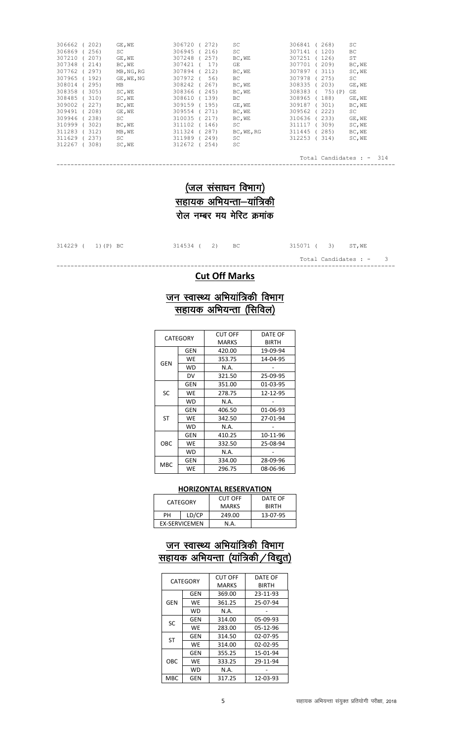| | | | | | |
|---|---|---|---|---|---|
| 306662 ( 202) | GE,WE | 306720 ( 272) | SC | 306841 ( 268) | SC |
| 306869 ( 256) | SC | 306945 ( 216) | SC | 307141 ( 120) | BC |
| 307210 ( 207) | GE,WE | 307248 ( 257) | BC,WE | 307251 ( 126) | ST |
| 307348 ( 214) | BC,WE | 307421 ( 17) | GE | 307701 ( 209) | BC,WE |
| 307762 ( 297) | MB,NG,RG | 307894 ( 212) | BC,WE | 307897 ( 311) | SC,WE |
| 307965 ( 192) | GE,WE,NG | 307972 ( 56) | BC | 307978 ( 275) | SC |
| 308014 ( 295) | MB | 308242 ( 267) | BC,WE | 308335 ( 203) | GE,WE |
| 308358 ( 305) | SC,WE | 308366 ( 245) | BC,WE | 308383 ( 75)(P) | GE |
| 308485 ( 310) | SC,WE | 308610 ( 139) | BC | 308965 ( 188) | GE,WE |
| 309002 ( 227) | BC,WE | 309159 ( 195) | GE,WE | 309187 ( 301) | BC,WE |
| 309491 ( 208) | GE,WE | 309554 ( 271) | BC,WE | 309562 ( 222) | SC |
| 309946 ( 238) | SC | 310035 ( 217) | BC,WE | 310636 ( 233) | GE,WE |
| 310999 ( 302) | BC,WE | 311102 ( 146) | SC | 311117 ( 309) | SC,WE |
| 311283 ( 312) | MB,WE | 311324 ( 287) | BC,WE,RG | 311445 ( 285) | BC,WE |
| 311629 ( 237) | SC | 311989 ( 249) | SC | 312253 ( 314) | SC,WE |
| 312267 ( 308) | SC,WE | 312672 ( 254) | SC | | |

Total Candidates : - 314

## (जल संसाधन विभाग)
## सहायक अभियन्ता–यांत्रिकी
## रोल नम्बर मय मेरिट क्रमांक

| | | | | | |
|---|---|---|---|---|---|
| 314229 ( 1)(P) | BC | 314534 ( 2) | BC | 315071 ( 3) | ST,WE |

Total Candidates : - 3

## Cut Off Marks

## जन स्वास्थ्य अभियांत्रिकी विभाग
## सहायक अभियन्ता (सिविल)

| CATEGORY | | CUT OFF MARKS | DATE OF BIRTH |
|---|---|---|---|
| GEN | GEN | 420.00 | 19-09-94 |
| | WE | 353.75 | 14-04-95 |
| | WD | N.A. | - |
| | DV | 321.50 | 25-09-95 |
| SC | GEN | 351.00 | 01-03-95 |
| | WE | 278.75 | 12-12-95 |
| | WD | N.A. | - |
| ST | GEN | 406.50 | 01-06-93 |
| | WE | 342.50 | 27-01-94 |
| | WD | N.A. | - |
| OBC | GEN | 410.25 | 10-11-96 |
| | WE | 332.50 | 25-08-94 |
| | WD | N.A. | - |
| MBC | GEN | 334.00 | 28-09-96 |
| | WE | 296.75 | 08-06-96 |

### HORIZONTAL RESERVATION

| CATEGORY | | CUT OFF MARKS | DATE OF BIRTH |
|---|---|---|---|
| PH | LD/CP | 249.00 | 13-07-95 |
| EX-SERVICEMEN | | N.A. | |

## जन स्वास्थ्य अभियांत्रिकी विभाग
## सहायक अभियन्ता (यांत्रिकी/विद्युत)

| CATEGORY | | CUT OFF MARKS | DATE OF BIRTH |
|---|---|---|---|
| GEN | GEN | 369.00 | 23-11-93 |
| | WE | 361.25 | 25-07-94 |
| | WD | N.A. | - |
| SC | GEN | 314.00 | 05-09-93 |
| | WE | 283.00 | 05-12-96 |
| ST | GEN | 314.50 | 02-07-95 |
| | WE | 314.00 | 02-02-95 |
| OBC | GEN | 355.25 | 15-01-94 |
| | WE | 333.25 | 29-11-94 |
| | WD | N.A. | - |
| MBC | GEN | 317.25 | 12-03-93 |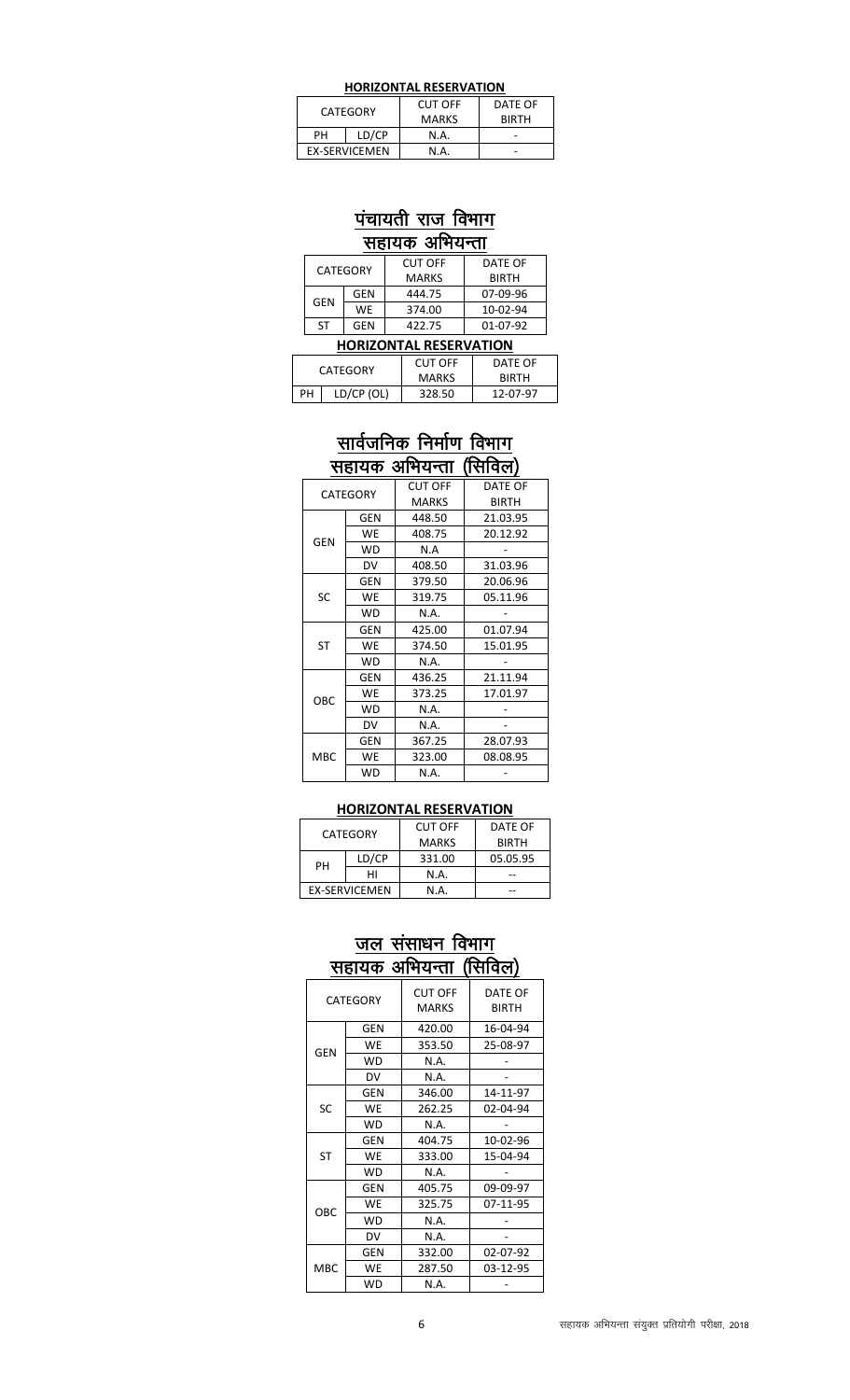**HORIZONTAL RESERVATION**

| CATEGORY | | CUT OFF MARKS | DATE OF BIRTH |
|---|---|---|---|
| PH | LD/CP | N.A. | - |
| EX-SERVICEMEN | | N.A. | - |

## पंचायती राज विभाग

### सहायक अभियन्ता

| CATEGORY | | CUT OFF MARKS | DATE OF BIRTH |
|---|---|---|---|
| GEN | GEN | 444.75 | 07-09-96 |
| | WE | 374.00 | 10-02-94 |
| ST | GEN | 422.75 | 01-07-92 |

**HORIZONTAL RESERVATION**

| CATEGORY | | CUT OFF MARKS | DATE OF BIRTH |
|---|---|---|---|
| PH | LD/CP (OL) | 328.50 | 12-07-97 |

## सार्वजनिक निर्माण विभाग

### सहायक अभियन्ता (सिविल)

| CATEGORY | | CUT OFF MARKS | DATE OF BIRTH |
|---|---|---|---|
| GEN | GEN | 448.50 | 21.03.95 |
| | WE | 408.75 | 20.12.92 |
| | WD | N.A | - |
| | DV | 408.50 | 31.03.96 |
| SC | GEN | 379.50 | 20.06.96 |
| | WE | 319.75 | 05.11.96 |
| | WD | N.A. | - |
| ST | GEN | 425.00 | 01.07.94 |
| | WE | 374.50 | 15.01.95 |
| | WD | N.A. | - |
| OBC | GEN | 436.25 | 21.11.94 |
| | WE | 373.25 | 17.01.97 |
| | WD | N.A. | - |
| | DV | N.A. | - |
| MBC | GEN | 367.25 | 28.07.93 |
| | WE | 323.00 | 08.08.95 |
| | WD | N.A. | - |

**HORIZONTAL RESERVATION**

| CATEGORY | | CUT OFF MARKS | DATE OF BIRTH |
|---|---|---|---|
| PH | LD/CP | 331.00 | 05.05.95 |
| | HI | N.A. | -- |
| EX-SERVICEMEN | | N.A. | -- |

## जल संसाधन विभाग

### सहायक अभियन्ता (सिविल)

| CATEGORY | | CUT OFF MARKS | DATE OF BIRTH |
|---|---|---|---|
| GEN | GEN | 420.00 | 16-04-94 |
| | WE | 353.50 | 25-08-97 |
| | WD | N.A. | - |
| | DV | N.A. | - |
| SC | GEN | 346.00 | 14-11-97 |
| | WE | 262.25 | 02-04-94 |
| | WD | N.A. | - |
| ST | GEN | 404.75 | 10-02-96 |
| | WE | 333.00 | 15-04-94 |
| | WD | N.A. | - |
| OBC | GEN | 405.75 | 09-09-97 |
| | WE | 325.75 | 07-11-95 |
| | WD | N.A. | - |
| | DV | N.A. | - |
| MBC | GEN | 332.00 | 02-07-92 |
| | WE | 287.50 | 03-12-95 |
| | WD | N.A. | - |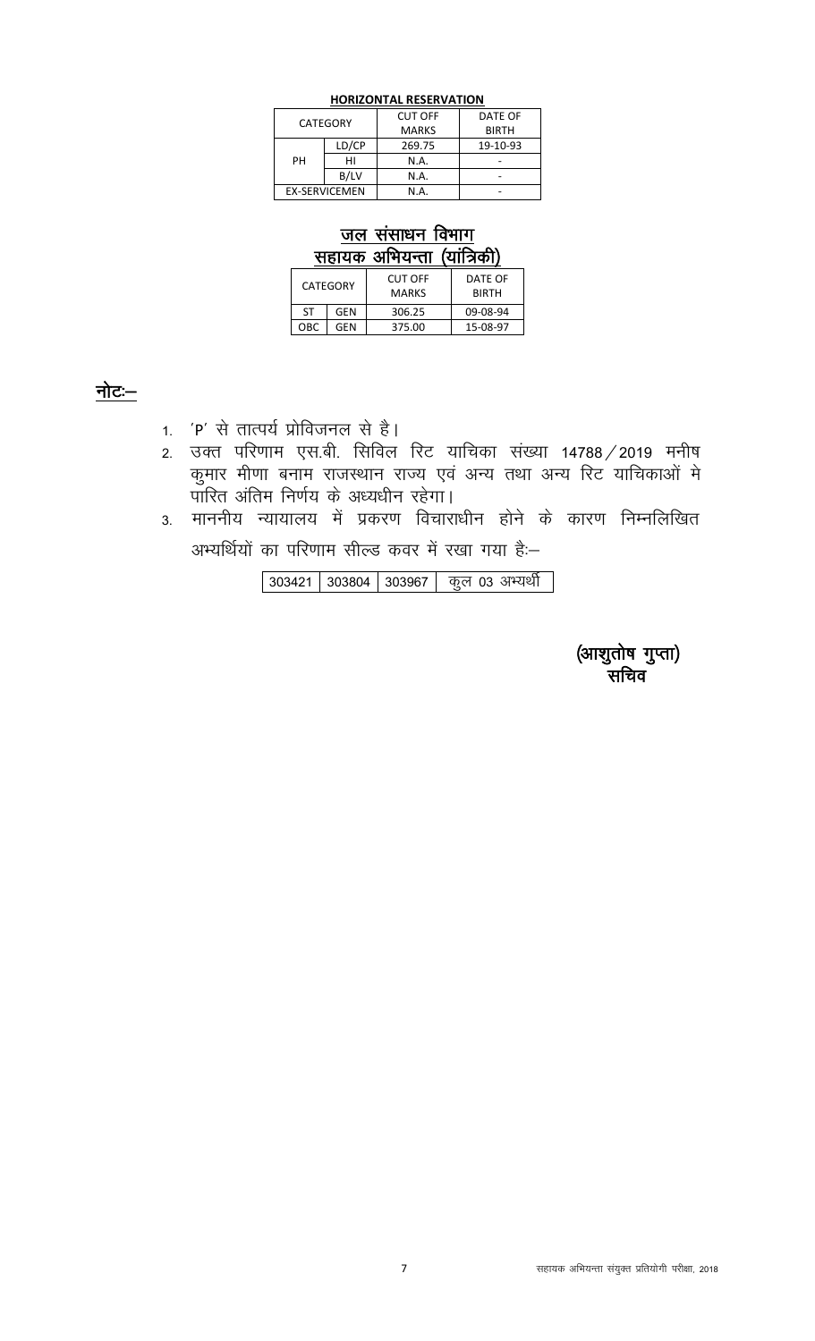**HORIZONTAL RESERVATION**

| CATEGORY | | CUT OFF MARKS | DATE OF BIRTH |
|---|---|---|---|
| PH | LD/CP | 269.75 | 19-10-93 |
| | HI | N.A. | - |
| | B/LV | N.A. | - |
| EX-SERVICEMEN | | N.A. | - |

## जल संसाधन विभाग
## सहायक अभियन्ता (यांत्रिकी)

| CATEGORY | | CUT OFF MARKS | DATE OF BIRTH |
|---|---|---|---|
| ST | GEN | 306.25 | 09-08-94 |
| OBC | GEN | 375.00 | 15-08-97 |

**नोटः–**

1. 'P' से तात्पर्य प्रोविजनल से है।
2. उक्त परिणाम एस.बी. सिविल रिट याचिका संख्या 14788/2019 मनीष कुमार मीणा बनाम राजस्थान राज्य एवं अन्य तथा अन्य रिट याचिकाओं मे पारित अंतिम निर्णय के अध्यधीन रहेगा।
3. माननीय न्यायालय में प्रकरण विचाराधीन होने के कारण निम्नलिखित अभ्यर्थियों का परिणाम सील्ड कवर में रखा गया है:–

| | | | |
|---|---|---|---|
| 303421 | 303804 | 303967 | कुल 03 अभ्यर्थी |

(आशुतोष गुप्ता)
सचिव